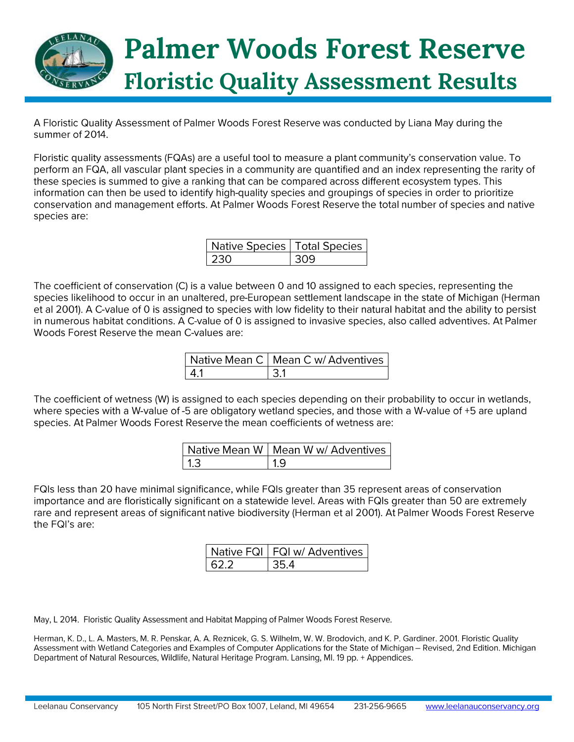# Palmer Woods Forest Reserve

## Floristic Quality Assessment Results

A Floristic Quality Assessment of Palmer Woods Forest Reserve was conducted by Liana May during the summer of 2014.

Floristic quality assessments (FQAs) are a useful tool to measure a plant community's conservation value. To perform an FQA, all vascular plant species in a community are quantified and an index representing the rarity of these species is summed to give a ranking that can be compared across different ecosystem types. This information can then be used to identify high-quality species and groupings of species in order to prioritize conservation and management efforts. At Palmer Woods Forest Reserve the total number of species and native species are:

| Native Species | Total Species |
| --- | --- |
| 230 | 309 |

The coefficient of conservation (C) is a value between 0 and 10 assigned to each species, representing the species likelihood to occur in an unaltered, pre-European settlement landscape in the state of Michigan (Herman et al 2001). A C-value of 0 is assigned to species with low fidelity to their natural habitat and the ability to persist in numerous habitat conditions. A C-value of 0 is assigned to invasive species, also called adventives. At Palmer Woods Forest Reserve the mean C-values are:

| Native Mean C | Mean C w/ Adventives |
| --- | --- |
| 4.1 | 3.1 |

The coefficient of wetness (W) is assigned to each species depending on their probability to occur in wetlands, where species with a W-value of -5 are obligatory wetland species, and those with a W-value of +5 are upland species. At Palmer Woods Forest Reserve the mean coefficients of wetness are:

| Native Mean W | Mean W w/ Adventives |
| --- | --- |
| 1.3 | 1.9 |

FQIs less than 20 have minimal significance, while FQIs greater than 35 represent areas of conservation importance and are floristically significant on a statewide level. Areas with FQIs greater than 50 are extremely rare and represent areas of significant native biodiversity (Herman et al 2001). At Palmer Woods Forest Reserve the FQI's are:

| Native FQI | FQI w/ Adventives |
| --- | --- |
| 62.2 | 35.4 |

May, L 2014. Floristic Quality Assessment and Habitat Mapping of Palmer Woods Forest Reserve.

Herman, K. D., L. A. Masters, M. R. Penskar, A. A. Reznicek, G. S. Wilhelm, W. W. Brodovich, and K. P. Gardiner. 2001. Floristic Quality Assessment with Wetland Categories and Examples of Computer Applications for the State of Michigan – Revised, 2nd Edition. Michigan Department of Natural Resources, Wildlife, Natural Heritage Program. Lansing, MI. 19 pp. + Appendices.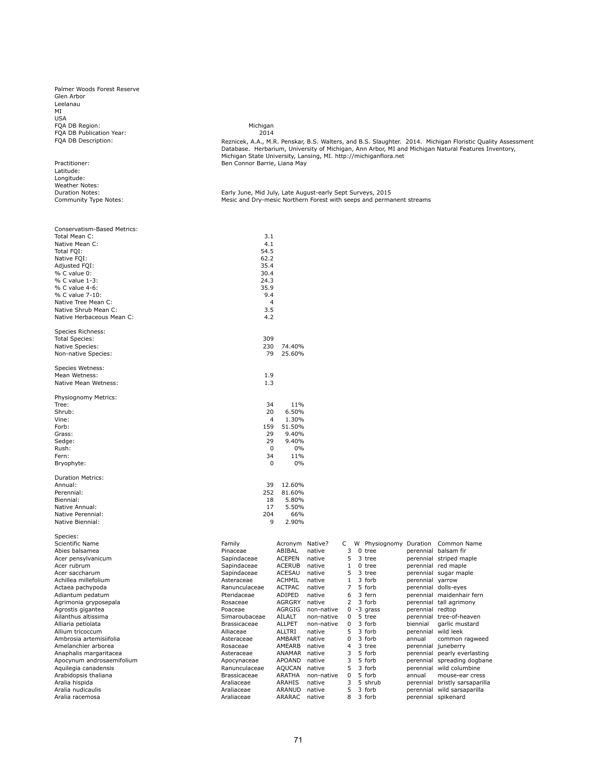Palmer Woods Forest Reserve
Glen Arbor
Leelanau
MI
USA

| | |
|---|---|
| FQA DB Region: | Michigan |
| FQA DB Publication Year: | 2014 |
| FQA DB Description: | Reznicek, A.A., M.R. Penskar, B.S. Walters, and B.S. Slaughter. 2014. Michigan Floristic Quality Assessment Database. Herbarium, University of Michigan, Ann Arbor, MI and Michigan Natural Features Inventory, Michigan State University, Lansing, MI. http://michiganflora.net |
| Practitioner: | Ben Connor Barrie, Liana May |
| Latitude: | |
| Longitude: | |
| Weather Notes: | |
| Duration Notes: | Early June, Mid July, Late August-early Sept Surveys, 2015 |
| Community Type Notes: | Mesic and Dry-mesic Northern Forest with seeps and permanent streams |

Conservatism-Based Metrics:

| | |
|---|---|
| Total Mean C: | 3.1 |
| Native Mean C: | 4.1 |
| Total FQI: | 54.5 |
| Native FQI: | 62.2 |
| Adjusted FQI: | 35.4 |
| % C value 0: | 30.4 |
| % C value 1-3: | 24.3 |
| % C value 4-6: | 35.9 |
| % C value 7-10: | 9.4 |
| Native Tree Mean C: | 4 |
| Native Shrub Mean C: | 3.5 |
| Native Herbaceous Mean C: | 4.2 |

Species Richness:

| | | |
|---|---|---|
| Total Species: | 309 | |
| Native Species: | 230 | 74.40% |
| Non-native Species: | 79 | 25.60% |

Species Wetness:

| | |
|---|---|
| Mean Wetness: | 1.9 |
| Native Mean Wetness: | 1.3 |

Physiognomy Metrics:

| | | |
|---|---|---|
| Tree: | 34 | 11% |
| Shrub: | 20 | 6.50% |
| Vine: | 4 | 1.30% |
| Forb: | 159 | 51.50% |
| Grass: | 29 | 9.40% |
| Sedge: | 29 | 9.40% |
| Rush: | 0 | 0% |
| Fern: | 34 | 11% |
| Bryophyte: | 0 | 0% |

Duration Metrics:

| | | |
|---|---|---|
| Annual: | 39 | 12.60% |
| Perennial: | 252 | 81.60% |
| Biennial: | 18 | 5.80% |
| Native Annual: | 17 | 5.50% |
| Native Perennial: | 204 | 66% |
| Native Biennial: | 9 | 2.90% |

Species:

| Scientific Name | Family | Acronym | Native? | C | W | Physiognomy | Duration | Common Name |
|---|---|---|---|---|---|---|---|---|
| Abies balsamea | Pinaceae | ABIBAL | native | 3 | 0 | tree | perennial | balsam fir |
| Acer pensylvanicum | Sapindaceae | ACEPEN | native | 5 | 3 | tree | perennial | striped maple |
| Acer rubrum | Sapindaceae | ACERUB | native | 1 | 0 | tree | perennial | red maple |
| Acer saccharum | Sapindaceae | ACESAU | native | 5 | 3 | tree | perennial | sugar maple |
| Achillea millefolium | Asteraceae | ACHMIL | native | 1 | 3 | forb | perennial | yarrow |
| Actaea pachypoda | Ranunculaceae | ACTPAC | native | 7 | 5 | forb | perennial | dolls-eyes |
| Adiantum pedatum | Pteridaceae | ADIPED | native | 6 | 3 | fern | perennial | maidenhair fern |
| Agrimonia gryposepala | Rosaceae | AGRGRY | native | 2 | 3 | forb | perennial | tall agrimony |
| Agrostis gigantea | Poaceae | AGRGIG | non-native | 0 | -3 | grass | perennial | redtop |
| Ailanthus altissima | Simaroubaceae | AILALT | non-native | 0 | 5 | tree | perennial | tree-of-heaven |
| Alliaria petiolata | Brassicaceae | ALLPET | non-native | 0 | 3 | forb | biennial | garlic mustard |
| Allium tricoccum | Alliaceae | ALLTRI | native | 5 | 3 | forb | perennial | wild leek |
| Ambrosia artemisiifolia | Asteraceae | AMBART | native | 0 | 3 | forb | annual | common ragweed |
| Amelanchier arborea | Rosaceae | AMEARB | native | 4 | 3 | tree | perennial | juneberry |
| Anaphalis margaritacea | Asteraceae | ANAMAR | native | 3 | 5 | forb | perennial | pearly everlasting |
| Apocynum androsaemifolium | Apocynaceae | APOAND | native | 3 | 5 | forb | perennial | spreading dogbane |
| Aquilegia canadensis | Ranunculaceae | AQUCAN | native | 5 | 3 | forb | perennial | wild columbine |
| Arabidopsis thaliana | Brassicaceae | ARATHA | non-native | 0 | 5 | forb | annual | mouse-ear cress |
| Aralia hispida | Araliaceae | ARAHIS | native | 3 | 5 | shrub | perennial | bristly sarsaparilla |
| Aralia nudicaulis | Araliaceae | ARANUD | native | 5 | 3 | forb | perennial | wild sarsaparilla |
| Aralia racemosa | Araliaceae | ARARAC | native | 8 | 3 | forb | perennial | spikenard |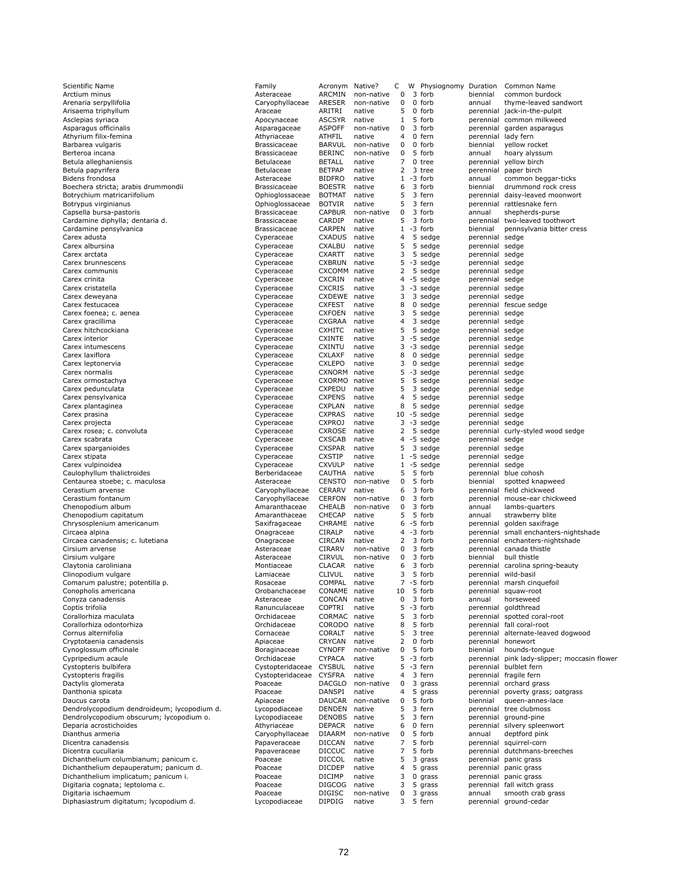| Scientific Name | Family | Acronym | Native? | C | W | Physiognomy | Duration | Common Name |
|---|---|---|---|---|---|---|---|---|
| Arctium minus | Asteraceae | ARCMIN | non-native | 0 | 3 | forb | biennial | common burdock |
| Arenaria serpyllifolia | Caryophyllaceae | ARESER | non-native | 0 | 0 | forb | annual | thyme-leaved sandwort |
| Arisaema triphyllum | Araceae | ARITRI | native | 5 | 0 | forb | perennial | jack-in-the-pulpit |
| Asclepias syriaca | Apocynaceae | ASCSYR | native | 1 | 5 | forb | perennial | common milkweed |
| Asparagus officinalis | Asparagaceae | ASPOFF | non-native | 0 | 3 | forb | perennial | garden asparagus |
| Athyrium filix-femina | Athyriaceae | ATHFIL | native | 4 | 0 | fern | perennial | lady fern |
| Barbarea vulgaris | Brassicaceae | BARVUL | non-native | 0 | 0 | forb | biennial | yellow rocket |
| Berteroa incana | Brassicaceae | BERINC | non-native | 0 | 5 | forb | annual | hoary alyssum |
| Betula alleghaniensis | Betulaceae | BETALL | native | 7 | 0 | tree | perennial | yellow birch |
| Betula papyrifera | Betulaceae | BETPAP | native | 2 | 3 | tree | perennial | paper birch |
| Bidens frondosa | Asteraceae | BIDFRO | native | 1 | -3 | forb | annual | common beggar-ticks |
| Boechera stricta; arabis drummondii | Brassicaceae | BOESTR | native | 6 | 3 | forb | biennial | drummond rock cress |
| Botrychium matricariifolium | Ophioglossaceae | BOTMAT | native | 5 | 3 | fern | perennial | daisy-leaved moonwort |
| Botrypus virginianus | Ophioglossaceae | BOTVIR | native | 5 | 3 | fern | perennial | rattlesnake fern |
| Capsella bursa-pastoris | Brassicaceae | CAPBUR | non-native | 0 | 3 | forb | annual | shepherds-purse |
| Cardamine diphylla; dentaria d. | Brassicaceae | CARDIP | native | 5 | 3 | forb | perennial | two-leaved toothwort |
| Cardamine pensylvanica | Brassicaceae | CARPEN | native | 1 | -3 | forb | biennial | pennsylvania bitter cress |
| Carex adusta | Cyperaceae | CXADUS | native | 4 | 5 | sedge | perennial | sedge |
| Carex albursina | Cyperaceae | CXALBU | native | 5 | 5 | sedge | perennial | sedge |
| Carex arctata | Cyperaceae | CXARTT | native | 3 | 5 | sedge | perennial | sedge |
| Carex brunnescens | Cyperaceae | CXBRUN | native | 5 | -3 | sedge | perennial | sedge |
| Carex communis | Cyperaceae | CXCOMM | native | 2 | 5 | sedge | perennial | sedge |
| Carex crinita | Cyperaceae | CXCRIN | native | 4 | -5 | sedge | perennial | sedge |
| Carex cristatella | Cyperaceae | CXCRIS | native | 3 | -3 | sedge | perennial | sedge |
| Carex deweyana | Cyperaceae | CXDEWE | native | 3 | 3 | sedge | perennial | sedge |
| Carex festucacea | Cyperaceae | CXFEST | native | 8 | 0 | sedge | perennial | fescue sedge |
| Carex foenea; c. aenea | Cyperaceae | CXFOEN | native | 3 | 5 | sedge | perennial | sedge |
| Carex gracillima | Cyperaceae | CXGRAA | native | 4 | 3 | sedge | perennial | sedge |
| Carex hitchcockiana | Cyperaceae | CXHITC | native | 5 | 5 | sedge | perennial | sedge |
| Carex interior | Cyperaceae | CXINTE | native | 3 | -5 | sedge | perennial | sedge |
| Carex intumescens | Cyperaceae | CXINTU | native | 3 | -3 | sedge | perennial | sedge |
| Carex laxiflora | Cyperaceae | CXLAXF | native | 8 | 0 | sedge | perennial | sedge |
| Carex leptonervia | Cyperaceae | CXLEPO | native | 3 | 0 | sedge | perennial | sedge |
| Carex normalis | Cyperaceae | CXNORM | native | 5 | -3 | sedge | perennial | sedge |
| Carex ormostachya | Cyperaceae | CXORMO | native | 5 | 5 | sedge | perennial | sedge |
| Carex pedunculata | Cyperaceae | CXPEDU | native | 5 | 3 | sedge | perennial | sedge |
| Carex pensylvanica | Cyperaceae | CXPENS | native | 4 | 5 | sedge | perennial | sedge |
| Carex plantaginea | Cyperaceae | CXPLAN | native | 8 | 5 | sedge | perennial | sedge |
| Carex prasina | Cyperaceae | CXPRAS | native | 10 | -5 | sedge | perennial | sedge |
| Carex projecta | Cyperaceae | CXPROJ | native | 3 | -3 | sedge | perennial | sedge |
| Carex rosea; c. convoluta | Cyperaceae | CXROSE | native | 2 | 5 | sedge | perennial | curly-styled wood sedge |
| Carex scabrata | Cyperaceae | CXSCAB | native | 4 | -5 | sedge | perennial | sedge |
| Carex sparganioides | Cyperaceae | CXSPAR | native | 5 | 3 | sedge | perennial | sedge |
| Carex stipata | Cyperaceae | CXSTIP | native | 1 | -5 | sedge | perennial | sedge |
| Carex vulpinoidea | Cyperaceae | CXVULP | native | 1 | -5 | sedge | perennial | sedge |
| Caulophyllum thalictroides | Berberidaceae | CAUTHA | native | 5 | 5 | forb | perennial | blue cohosh |
| Centaurea stoebe; c. maculosa | Asteraceae | CENSTO | non-native | 0 | 5 | forb | biennial | spotted knapweed |
| Cerastium arvense | Caryophyllaceae | CERARV | native | 6 | 3 | forb | perennial | field chickweed |
| Cerastium fontanum | Caryophyllaceae | CERFON | non-native | 0 | 3 | forb | perennial | mouse-ear chickweed |
| Chenopodium album | Amaranthaceae | CHEALB | non-native | 0 | 3 | forb | annual | lambs-quarters |
| Chenopodium capitatum | Amaranthaceae | CHECAP | native | 5 | 5 | forb | annual | strawberry blite |
| Chrysosplenium americanum | Saxifragaceae | CHRAME | native | 6 | -5 | forb | perennial | golden saxifrage |
| Circaea alpina | Onagraceae | CIRALP | native | 4 | -3 | forb | perennial | small enchanters-nightshade |
| Circaea canadensis; c. lutetiana | Onagraceae | CIRCAN | native | 2 | 3 | forb | perennial | enchanters-nightshade |
| Cirsium arvense | Asteraceae | CIRARV | non-native | 0 | 3 | forb | perennial | canada thistle |
| Cirsium vulgare | Asteraceae | CIRVUL | non-native | 0 | 3 | forb | biennial | bull thistle |
| Claytonia caroliniana | Montiaceae | CLACAR | native | 6 | 3 | forb | perennial | carolina spring-beauty |
| Clinopodium vulgare | Lamiaceae | CLIVUL | native | 3 | 5 | forb | perennial | wild-basil |
| Comarum palustre; potentilla p. | Rosaceae | COMPAL | native | 7 | -5 | forb | perennial | marsh cinquefoil |
| Conopholis americana | Orobanchaceae | CONAME | native | 10 | 5 | forb | perennial | squaw-root |
| Conyza canadensis | Asteraceae | CONCAN | native | 0 | 3 | forb | annual | horseweed |
| Coptis trifolia | Ranunculaceae | COPTRI | native | 5 | -3 | forb | perennial | goldthread |
| Corallorhiza maculata | Orchidaceae | CORMAC | native | 5 | 3 | forb | perennial | spotted coral-root |
| Corallorhiza odontorhiza | Orchidaceae | CORODO | native | 8 | 5 | forb | perennial | fall coral-root |
| Cornus alternifolia | Cornaceae | CORALT | native | 5 | 3 | tree | perennial | alternate-leaved dogwood |
| Cryptotaenia canadensis | Apiaceae | CRYCAN | native | 2 | 0 | forb | perennial | honewort |
| Cynoglossum officinale | Boraginaceae | CYNOFF | non-native | 0 | 5 | forb | biennial | hounds-tongue |
| Cypripedium acaule | Orchidaceae | CYPACA | native | 5 | -3 | forb | perennial | pink lady-slipper; moccasin flower |
| Cystopteris bulbifera | Cystopteridaceae | CYSBUL | native | 5 | -3 | fern | perennial | bulblet fern |
| Cystopteris fragilis | Cystopteridaceae | CYSFRA | native | 4 | 3 | fern | perennial | fragile fern |
| Dactylis glomerata | Poaceae | DACGLO | non-native | 0 | 3 | grass | perennial | orchard grass |
| Danthonia spicata | Poaceae | DANSPI | native | 4 | 5 | grass | perennial | poverty grass; oatgrass |
| Daucus carota | Apiaceae | DAUCAR | non-native | 0 | 5 | forb | biennial | queen-annes-lace |
| Dendrolycopodium dendroideum; lycopodium d. | Lycopodiaceae | DENDEN | native | 5 | 3 | fern | perennial | tree clubmoss |
| Dendrolycopodium obscurum; lycopodium o. | Lycopodiaceae | DENOBS | native | 5 | 3 | fern | perennial | ground-pine |
| Deparia acrostichoides | Athyriaceae | DEPACR | native | 6 | 0 | fern | perennial | silvery spleenwort |
| Dianthus armeria | Caryophyllaceae | DIAARM | non-native | 0 | 5 | forb | annual | deptford pink |
| Dicentra canadensis | Papaveraceae | DICCAN | native | 7 | 5 | forb | perennial | squirrel-corn |
| Dicentra cucullaria | Papaveraceae | DICCUC | native | 7 | 5 | forb | perennial | dutchmans-breeches |
| Dichanthelium columbianum; panicum c. | Poaceae | DICCOL | native | 5 | 3 | grass | perennial | panic grass |
| Dichanthelium depauperatum; panicum d. | Poaceae | DICDEP | native | 4 | 5 | grass | perennial | panic grass |
| Dichanthelium implicatum; panicum i. | Poaceae | DICIMP | native | 3 | 0 | grass | perennial | panic grass |
| Digitaria cognata; leptoloma c. | Poaceae | DIGCOG | native | 3 | 5 | grass | perennial | fall witch grass |
| Digitaria ischaemum | Poaceae | DIGISC | non-native | 0 | 3 | grass | annual | smooth crab grass |
| Diphasiastrum digitatum; lycopodium d. | Lycopodiaceae | DIPDIG | native | 3 | 5 | fern | perennial | ground-cedar |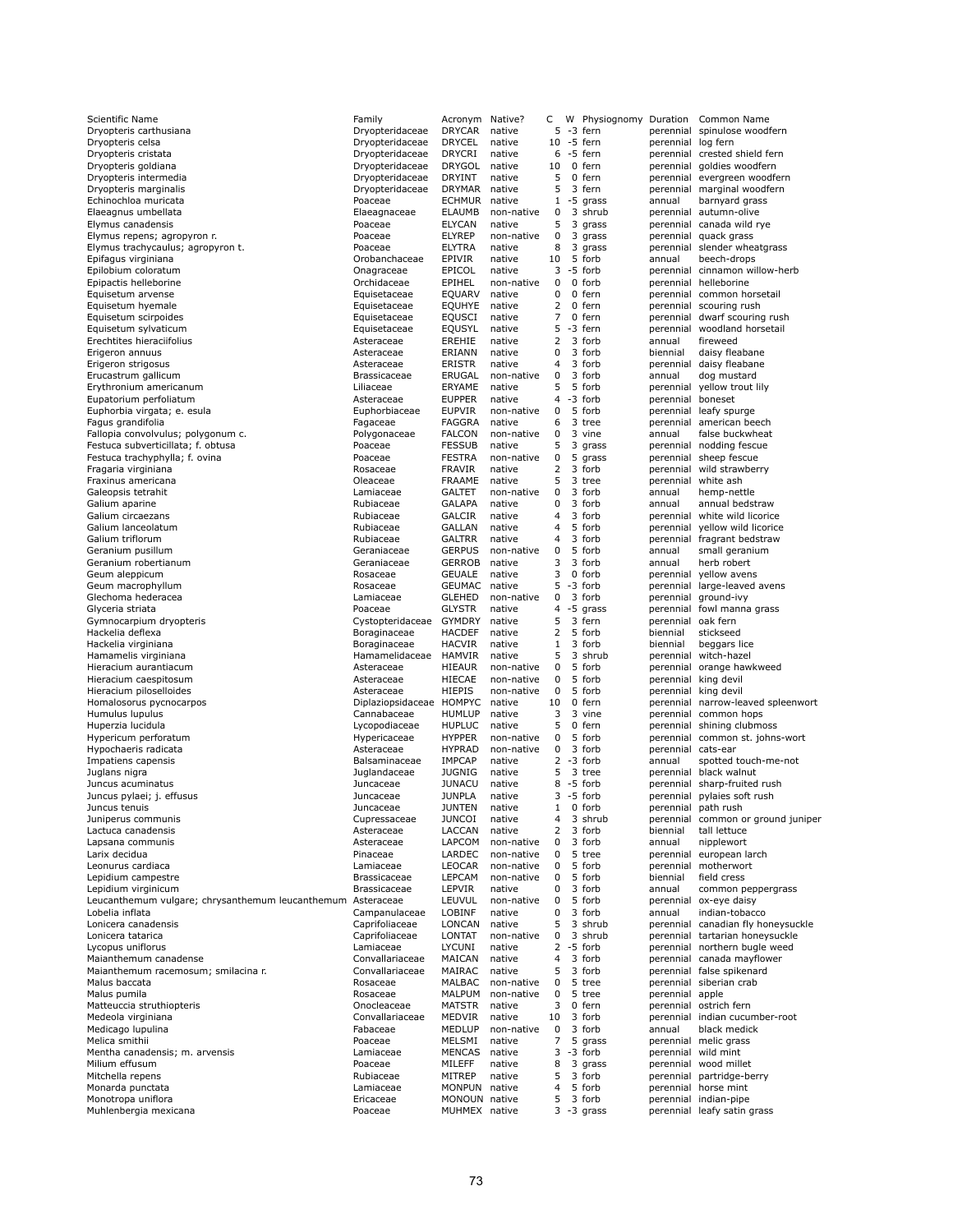| Scientific Name | Family | Acronym | Native? | C | W | Physiognomy | Duration | Common Name |
|---|---|---|---|---|---|---|---|---|
| Dryopteris carthusiana | Dryopteridaceae | DRYCAR | native | 5 | -3 | fern | perennial | spinulose woodfern |
| Dryopteris celsa | Dryopteridaceae | DRYCEL | native | 10 | -5 | fern | perennial | log fern |
| Dryopteris cristata | Dryopteridaceae | DRYCRI | native | 6 | -5 | fern | perennial | crested shield fern |
| Dryopteris goldiana | Dryopteridaceae | DRYGOL | native | 10 | 0 | fern | perennial | goldies woodfern |
| Dryopteris intermedia | Dryopteridaceae | DRYINT | native | 5 | 0 | fern | perennial | evergreen woodfern |
| Dryopteris marginalis | Dryopteridaceae | DRYMAR | native | 5 | 3 | fern | perennial | marginal woodfern |
| Echinochloa muricata | Poaceae | ECHMUR | native | 1 | -5 | grass | annual | barnyard grass |
| Elaeagnus umbellata | Elaeagnaceae | ELAUMB | non-native | 0 | 3 | shrub | perennial | autumn-olive |
| Elymus canadensis | Poaceae | ELYCAN | native | 5 | 3 | grass | perennial | canada wild rye |
| Elymus repens; agropyron r. | Poaceae | ELYREP | non-native | 0 | 3 | grass | perennial | quack grass |
| Elymus trachycaulus; agropyron t. | Poaceae | ELYTRA | native | 8 | 3 | grass | perennial | slender wheatgrass |
| Epifagus virginiana | Orobanchaceae | EPIVIR | native | 10 | 5 | forb | annual | beech-drops |
| Epilobium coloratum | Onagraceae | EPICOL | native | 3 | -5 | forb | perennial | cinnamon willow-herb |
| Epipactis helleborine | Orchidaceae | EPIHEL | non-native | 0 | 0 | forb | perennial | helleborine |
| Equisetum arvense | Equisetaceae | EQUARV | native | 0 | 0 | fern | perennial | common horsetail |
| Equisetum hyemale | Equisetaceae | EQUHYE | native | 2 | 0 | fern | perennial | scouring rush |
| Equisetum scirpoides | Equisetaceae | EQUSCI | native | 7 | 0 | fern | perennial | dwarf scouring rush |
| Equisetum sylvaticum | Equisetaceae | EQUSYL | native | 5 | -3 | fern | perennial | woodland horsetail |
| Erechtites hieraciifolius | Asteraceae | EREHIE | native | 2 | 3 | forb | annual | fireweed |
| Erigeron annuus | Asteraceae | ERIANN | native | 0 | 3 | forb | biennial | daisy fleabane |
| Erigeron strigosus | Asteraceae | ERISTR | native | 4 | 3 | forb | perennial | daisy fleabane |
| Erucastrum gallicum | Brassicaceae | ERUGAL | non-native | 0 | 3 | forb | annual | dog mustard |
| Erythronium americanum | Liliaceae | ERYAME | native | 5 | 5 | forb | perennial | yellow trout lily |
| Eupatorium perfoliatum | Asteraceae | EUPPER | native | 4 | -3 | forb | perennial | boneset |
| Euphorbia virgata; e. esula | Euphorbiaceae | EUPVIR | non-native | 0 | 5 | forb | perennial | leafy spurge |
| Fagus grandifolia | Fagaceae | FAGGRA | native | 6 | 3 | tree | perennial | american beech |
| Fallopia convolvulus; polygonum c. | Polygonaceae | FALCON | non-native | 0 | 3 | vine | annual | false buckwheat |
| Festuca subverticillata; f. obtusa | Poaceae | FESSUB | native | 5 | 3 | grass | perennial | nodding fescue |
| Festuca trachyphylla; f. ovina | Poaceae | FESTRA | non-native | 0 | 5 | grass | perennial | sheep fescue |
| Fragaria virginiana | Rosaceae | FRAVIR | native | 2 | 3 | forb | perennial | wild strawberry |
| Fraxinus americana | Oleaceae | FRAAME | native | 5 | 3 | tree | perennial | white ash |
| Galeopsis tetrahit | Lamiaceae | GALTET | non-native | 0 | 3 | forb | annual | hemp-nettle |
| Galium aparine | Rubiaceae | GALAPA | native | 0 | 3 | forb | annual | annual bedstraw |
| Galium circaezans | Rubiaceae | GALCIR | native | 4 | 3 | forb | perennial | white wild licorice |
| Galium lanceolatum | Rubiaceae | GALLAN | native | 4 | 5 | forb | perennial | yellow wild licorice |
| Galium triflorum | Rubiaceae | GALTRR | native | 4 | 3 | forb | perennial | fragrant bedstraw |
| Geranium pusillum | Geraniaceae | GERPUS | non-native | 0 | 5 | forb | annual | small geranium |
| Geranium robertianum | Geraniaceae | GERROB | native | 3 | 3 | forb | annual | herb robert |
| Geum aleppicum | Rosaceae | GEUALE | native | 3 | 0 | forb | perennial | yellow avens |
| Geum macrophyllum | Rosaceae | GEUMAC | native | 5 | -3 | forb | perennial | large-leaved avens |
| Glechoma hederacea | Lamiaceae | GLEHED | non-native | 0 | 3 | forb | perennial | ground-ivy |
| Glyceria striata | Poaceae | GLYSTR | native | 4 | -5 | grass | perennial | fowl manna grass |
| Gymnocarpium dryopteris | Cystopteridaceae | GYMDRY | native | 5 | 3 | fern | perennial | oak fern |
| Hackelia deflexa | Boraginaceae | HACDEF | native | 2 | 5 | forb | biennial | stickseed |
| Hackelia virginiana | Boraginaceae | HACVIR | native | 1 | 3 | forb | biennial | beggars lice |
| Hamamelis virginiana | Hamamelidaceae | HAMVIR | native | 5 | 3 | shrub | perennial | witch-hazel |
| Hieracium aurantiacum | Asteraceae | HIEAUR | non-native | 0 | 5 | forb | perennial | orange hawkweed |
| Hieracium caespitosum | Asteraceae | HIECAE | non-native | 0 | 5 | forb | perennial | king devil |
| Hieracium piloselloides | Asteraceae | HIEPIS | non-native | 0 | 5 | forb | perennial | king devil |
| Homalosorus pycnocarpos | Diplaziopsidaceae | HOMPYC | native | 10 | 0 | fern | perennial | narrow-leaved spleenwort |
| Humulus lupulus | Cannabaceae | HUMLUP | native | 3 | 3 | vine | perennial | common hops |
| Huperzia lucidula | Lycopodiaceae | HUPLUC | native | 5 | 0 | fern | perennial | shining clubmoss |
| Hypericum perforatum | Hypericaceae | HYPPER | non-native | 0 | 5 | forb | perennial | common st. johns-wort |
| Hypochaeris radicata | Asteraceae | HYPRAD | non-native | 0 | 3 | forb | perennial | cats-ear |
| Impatiens capensis | Balsaminaceae | IMPCAP | native | 2 | -3 | forb | annual | spotted touch-me-not |
| Juglans nigra | Juglandaceae | JUGNIG | native | 5 | 3 | tree | perennial | black walnut |
| Juncus acuminatus | Juncaceae | JUNACU | native | 8 | -5 | forb | perennial | sharp-fruited rush |
| Juncus pylaei; j. effusus | Juncaceae | JUNPLA | native | 3 | -5 | forb | perennial | pylaies soft rush |
| Juncus tenuis | Juncaceae | JUNTEN | native | 1 | 0 | forb | perennial | path rush |
| Juniperus communis | Cupressaceae | JUNCOI | native | 4 | 3 | shrub | perennial | common or ground juniper |
| Lactuca canadensis | Asteraceae | LACCAN | native | 2 | 3 | forb | biennial | tall lettuce |
| Lapsana communis | Asteraceae | LAPCOM | non-native | 0 | 3 | forb | annual | nipplewort |
| Larix decidua | Pinaceae | LARDEC | non-native | 0 | 5 | tree | perennial | european larch |
| Leonurus cardiaca | Lamiaceae | LEOCAR | non-native | 0 | 5 | forb | perennial | motherwort |
| Lepidium campestre | Brassicaceae | LEPCAM | non-native | 0 | 5 | forb | biennial | field cress |
| Lepidium virginicum | Brassicaceae | LEPVIR | native | 0 | 3 | forb | annual | common peppergrass |
| Leucanthemum vulgare; chrysanthemum leucanthemum | Asteraceae | LEUVUL | non-native | 0 | 5 | forb | perennial | ox-eye daisy |
| Lobelia inflata | Campanulaceae | LOBINF | native | 0 | 3 | forb | annual | indian-tobacco |
| Lonicera canadensis | Caprifoliaceae | LONCAN | native | 5 | 3 | shrub | perennial | canadian fly honeysuckle |
| Lonicera tatarica | Caprifoliaceae | LONTAT | non-native | 0 | 3 | shrub | perennial | tartarian honeysuckle |
| Lycopus uniflorus | Lamiaceae | LYCUNI | native | 2 | -5 | forb | perennial | northern bugle weed |
| Maianthemum canadense | Convallariaceae | MAICAN | native | 4 | 3 | forb | perennial | canada mayflower |
| Maianthemum racemosum; smilacina r. | Convallariaceae | MAIRAC | native | 5 | 3 | forb | perennial | false spikenard |
| Malus baccata | Rosaceae | MALBAC | non-native | 0 | 5 | tree | perennial | siberian crab |
| Malus pumila | Rosaceae | MALPUM | non-native | 0 | 5 | tree | perennial | apple |
| Matteuccia struthiopteris | Onocleaceae | MATSTR | native | 3 | 0 | fern | perennial | ostrich fern |
| Medeola virginiana | Convallariaceae | MEDVIR | native | 10 | 3 | forb | perennial | indian cucumber-root |
| Medicago lupulina | Fabaceae | MEDLUP | non-native | 0 | 3 | forb | annual | black medick |
| Melica smithii | Poaceae | MELSMI | native | 7 | 5 | grass | perennial | melic grass |
| Mentha canadensis; m. arvensis | Lamiaceae | MENCAS | native | 3 | -3 | forb | perennial | wild mint |
| Milium effusum | Poaceae | MILEFF | native | 8 | 3 | grass | perennial | wood millet |
| Mitchella repens | Rubiaceae | MITREP | native | 5 | 3 | forb | perennial | partridge-berry |
| Monarda punctata | Lamiaceae | MONPUN | native | 4 | 5 | forb | perennial | horse mint |
| Monotropa uniflora | Ericaceae | MONOUN | native | 5 | 3 | forb | perennial | indian-pipe |
| Muhlenbergia mexicana | Poaceae | MUHMEX | native | 3 | -3 | grass | perennial | leafy satin grass |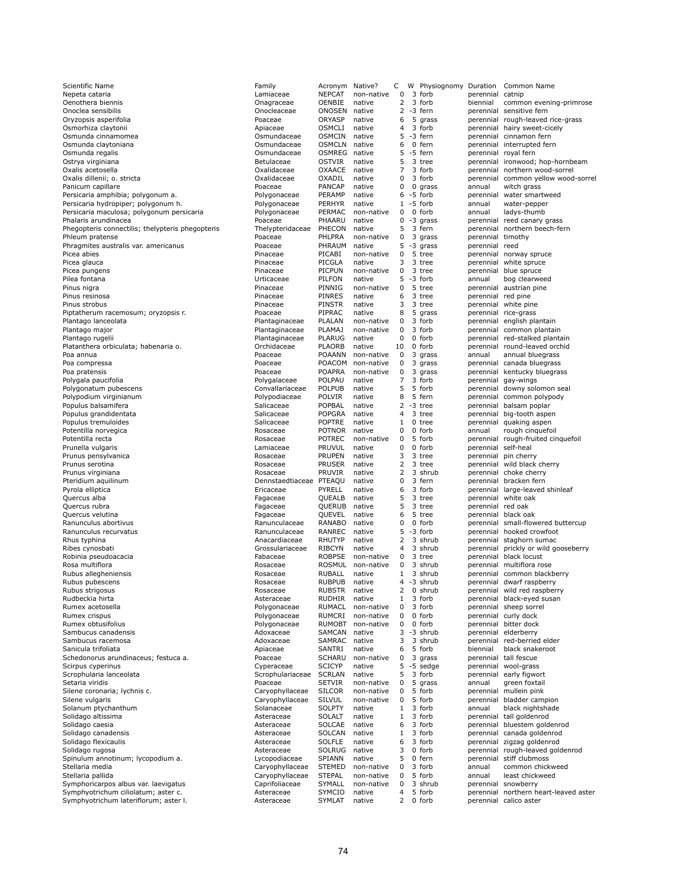| Scientific Name | Family | Acronym | Native? | C | W | Physiognomy | Duration | Common Name |
|---|---|---|---|---|---|---|---|---|
| Nepeta cataria | Lamiaceae | NEPCAT | non-native | 0 | 3 | forb | perennial | catnip |
| Oenothera biennis | Onagraceae | OENBIE | native | 2 | 3 | forb | biennial | common evening-primrose |
| Onoclea sensibilis | Onocleaceae | ONOSEN | native | 2 | -3 | fern | perennial | sensitive fern |
| Oryzopsis asperifolia | Poaceae | ORYASP | native | 6 | 5 | grass | perennial | rough-leaved rice-grass |
| Osmorhiza claytonii | Apiaceae | OSMCLI | native | 4 | 3 | forb | perennial | hairy sweet-cicely |
| Osmunda cinnamomea | Osmundaceae | OSMCIN | native | 5 | -3 | fern | perennial | cinnamon fern |
| Osmunda claytoniana | Osmundaceae | OSMCLN | native | 6 | 0 | fern | perennial | interrupted fern |
| Osmunda regalis | Osmundaceae | OSMREG | native | 5 | -5 | fern | perennial | royal fern |
| Ostrya virginiana | Betulaceae | OSTVIR | native | 5 | 3 | tree | perennial | ironwood; hop-hornbeam |
| Oxalis acetosella | Oxalidaceae | OXAACE | native | 7 | 3 | forb | perennial | northern wood-sorrel |
| Oxalis dillenii; o. stricta | Oxalidaceae | OXADIL | native | 0 | 3 | forb | perennial | common yellow wood-sorrel |
| Panicum capillare | Poaceae | PANCAP | native | 0 | 0 | grass | annual | witch grass |
| Persicaria amphibia; polygonum a. | Polygonaceae | PERAMP | native | 6 | -5 | forb | perennial | water smartweed |
| Persicaria hydropiper; polygonum h. | Polygonaceae | PERHYR | native | 1 | -5 | forb | annual | water-pepper |
| Persicaria maculosa; polygonum persicaria | Polygonaceae | PERMAC | non-native | 0 | 0 | forb | annual | ladys-thumb |
| Phalaris arundinacea | Poaceae | PHAARU | native | 0 | -3 | grass | perennial | reed canary grass |
| Phegopteris connectilis; thelypteris phegopteris | Thelypteridaceae | PHECON | native | 5 | 3 | fern | perennial | northern beech-fern |
| Phleum pratense | Poaceae | PHLPRA | non-native | 0 | 3 | grass | perennial | timothy |
| Phragmites australis var. americanus | Poaceae | PHRAUM | native | 5 | -3 | grass | perennial | reed |
| Picea abies | Pinaceae | PICABI | non-native | 0 | 5 | tree | perennial | norway spruce |
| Picea glauca | Pinaceae | PICGLA | native | 3 | 3 | tree | perennial | white spruce |
| Picea pungens | Pinaceae | PICPUN | non-native | 0 | 3 | tree | perennial | blue spruce |
| Pilea fontana | Urticaceae | PILFON | native | 5 | -3 | forb | annual | bog clearweed |
| Pinus nigra | Pinaceae | PINNIG | non-native | 0 | 5 | tree | perennial | austrian pine |
| Pinus resinosa | Pinaceae | PINRES | native | 6 | 3 | tree | perennial | red pine |
| Pinus strobus | Pinaceae | PINSTR | native | 3 | 3 | tree | perennial | white pine |
| Piptatherum racemosum; oryzopsis r. | Poaceae | PIPRAC | native | 8 | 5 | grass | perennial | rice-grass |
| Plantago lanceolata | Plantaginaceae | PLALAN | non-native | 0 | 3 | forb | perennial | english plantain |
| Plantago major | Plantaginaceae | PLAMAJ | non-native | 0 | 3 | forb | perennial | common plantain |
| Plantago rugelii | Plantaginaceae | PLARUG | native | 0 | 0 | forb | perennial | red-stalked plantain |
| Platanthera orbiculata; habenaria o. | Orchidaceae | PLAORB | native | 10 | 0 | forb | perennial | round-leaved orchid |
| Poa annua | Poaceae | POAANN | non-native | 0 | 3 | grass | annual | annual bluegrass |
| Poa compressa | Poaceae | POACOM | non-native | 0 | 3 | grass | perennial | canada bluegrass |
| Poa pratensis | Poaceae | POAPRA | non-native | 0 | 3 | grass | perennial | kentucky bluegrass |
| Polygala paucifolia | Polygalaceae | POLPAU | native | 7 | 3 | forb | perennial | gay-wings |
| Polygonatum pubescens | Convallariaceae | POLPUB | native | 5 | 5 | forb | perennial | downy solomon seal |
| Polypodium virginianum | Polypodiaceae | POLVIR | native | 8 | 5 | fern | perennial | common polypody |
| Populus balsamifera | Salicaceae | POPBAL | native | 2 | -3 | tree | perennial | balsam poplar |
| Populus grandidentata | Salicaceae | POPGRA | native | 4 | 3 | tree | perennial | big-tooth aspen |
| Populus tremuloides | Salicaceae | POPTRE | native | 1 | 0 | tree | perennial | quaking aspen |
| Potentilla norvegica | Rosaceae | POTNOR | native | 0 | 0 | forb | annual | rough cinquefoil |
| Potentilla recta | Rosaceae | POTREC | non-native | 0 | 5 | forb | perennial | rough-fruited cinquefoil |
| Prunella vulgaris | Lamiaceae | PRUVUL | native | 0 | 0 | forb | perennial | self-heal |
| Prunus pensylvanica | Rosaceae | PRUPEN | native | 3 | 3 | tree | perennial | pin cherry |
| Prunus serotina | Rosaceae | PRUSER | native | 2 | 3 | tree | perennial | wild black cherry |
| Prunus virginiana | Rosaceae | PRUVIR | native | 2 | 3 | shrub | perennial | choke cherry |
| Pteridium aquilinum | Dennstaedtiaceae | PTEAQU | native | 0 | 3 | fern | perennial | bracken fern |
| Pyrola elliptica | Ericaceae | PYRELL | native | 6 | 3 | forb | perennial | large-leaved shinleaf |
| Quercus alba | Fagaceae | QUEALB | native | 5 | 3 | tree | perennial | white oak |
| Quercus rubra | Fagaceae | QUERUB | native | 5 | 3 | tree | perennial | red oak |
| Quercus velutina | Fagaceae | QUEVEL | native | 6 | 5 | tree | perennial | black oak |
| Ranunculus abortivus | Ranunculaceae | RANABO | native | 0 | 0 | forb | perennial | small-flowered buttercup |
| Ranunculus recurvatus | Ranunculaceae | RANREC | native | 5 | -3 | forb | perennial | hooked crowfoot |
| Rhus typhina | Anacardiaceae | RHUTYP | native | 2 | 3 | shrub | perennial | staghorn sumac |
| Ribes cynosbati | Grossulariaceae | RIBCYN | native | 4 | 3 | shrub | perennial | prickly or wild gooseberry |
| Robinia pseudoacacia | Fabaceae | ROBPSE | non-native | 0 | 3 | tree | perennial | black locust |
| Rosa multiflora | Rosaceae | ROSMUL | non-native | 0 | 3 | shrub | perennial | multiflora rose |
| Rubus allegheniensis | Rosaceae | RUBALL | native | 1 | 3 | shrub | perennial | common blackberry |
| Rubus pubescens | Rosaceae | RUBPUB | native | 4 | -3 | shrub | perennial | dwarf raspberry |
| Rubus strigosus | Rosaceae | RUBSTR | native | 2 | 0 | shrub | perennial | wild red raspberry |
| Rudbeckia hirta | Asteraceae | RUDHIR | native | 1 | 3 | forb | perennial | black-eyed susan |
| Rumex acetosella | Polygonaceae | RUMACL | non-native | 0 | 3 | forb | perennial | sheep sorrel |
| Rumex crispus | Polygonaceae | RUMCRI | non-native | 0 | 0 | forb | perennial | curly dock |
| Rumex obtusifolius | Polygonaceae | RUMOBT | non-native | 0 | 0 | forb | perennial | bitter dock |
| Sambucus canadensis | Adoxaceae | SAMCAN | native | 3 | -3 | shrub | perennial | elderberry |
| Sambucus racemosa | Adoxaceae | SAMRAC | native | 3 | 3 | shrub | perennial | red-berried elder |
| Sanicula trifoliata | Apiaceae | SANTRI | native | 6 | 5 | forb | biennial | black snakeroot |
| Schedonorus arundinaceus; festuca a. | Poaceae | SCHARU | non-native | 0 | 3 | grass | perennial | tall fescue |
| Scirpus cyperinus | Cyperaceae | SCICYP | native | 5 | -5 | sedge | perennial | wool-grass |
| Scrophularia lanceolata | Scrophulariaceae | SCRLAN | native | 5 | 3 | forb | perennial | early figwort |
| Setaria viridis | Poaceae | SETVIR | non-native | 0 | 5 | grass | annual | green foxtail |
| Silene coronaria; lychnis c. | Caryophyllaceae | SILCOR | non-native | 0 | 5 | forb | perennial | mullein pink |
| Silene vulgaris | Caryophyllaceae | SILVUL | non-native | 0 | 5 | forb | perennial | bladder campion |
| Solanum ptychanthum | Solanaceae | SOLPTY | native | 1 | 3 | forb | annual | black nightshade |
| Solidago altissima | Asteraceae | SOLALT | native | 1 | 3 | forb | perennial | tall goldenrod |
| Solidago caesia | Asteraceae | SOLCAE | native | 6 | 3 | forb | perennial | bluestem goldenrod |
| Solidago canadensis | Asteraceae | SOLCAN | native | 1 | 3 | forb | perennial | canada goldenrod |
| Solidago flexicaulis | Asteraceae | SOLFLE | native | 6 | 3 | forb | perennial | zigzag goldenrod |
| Solidago rugosa | Asteraceae | SOLRUG | native | 3 | 0 | forb | perennial | rough-leaved goldenrod |
| Spinulum annotinum; lycopodium a. | Lycopodiaceae | SPIANN | native | 5 | 0 | fern | perennial | stiff clubmoss |
| Stellaria media | Caryophyllaceae | STEMED | non-native | 0 | 3 | forb | annual | common chickweed |
| Stellaria pallida | Caryophyllaceae | STEPAL | non-native | 0 | 5 | forb | annual | least chickweed |
| Symphoricarpos albus var. laevigatus | Caprifoliaceae | SYMALL | non-native | 0 | 3 | shrub | perennial | snowberry |
| Symphyotrichum ciliolatum; aster c. | Asteraceae | SYMCIO | native | 4 | 5 | forb | perennial | northern heart-leaved aster |
| Symphyotrichum lateriflorum; aster l. | Asteraceae | SYMLAT | native | 2 | 0 | forb | perennial | calico aster |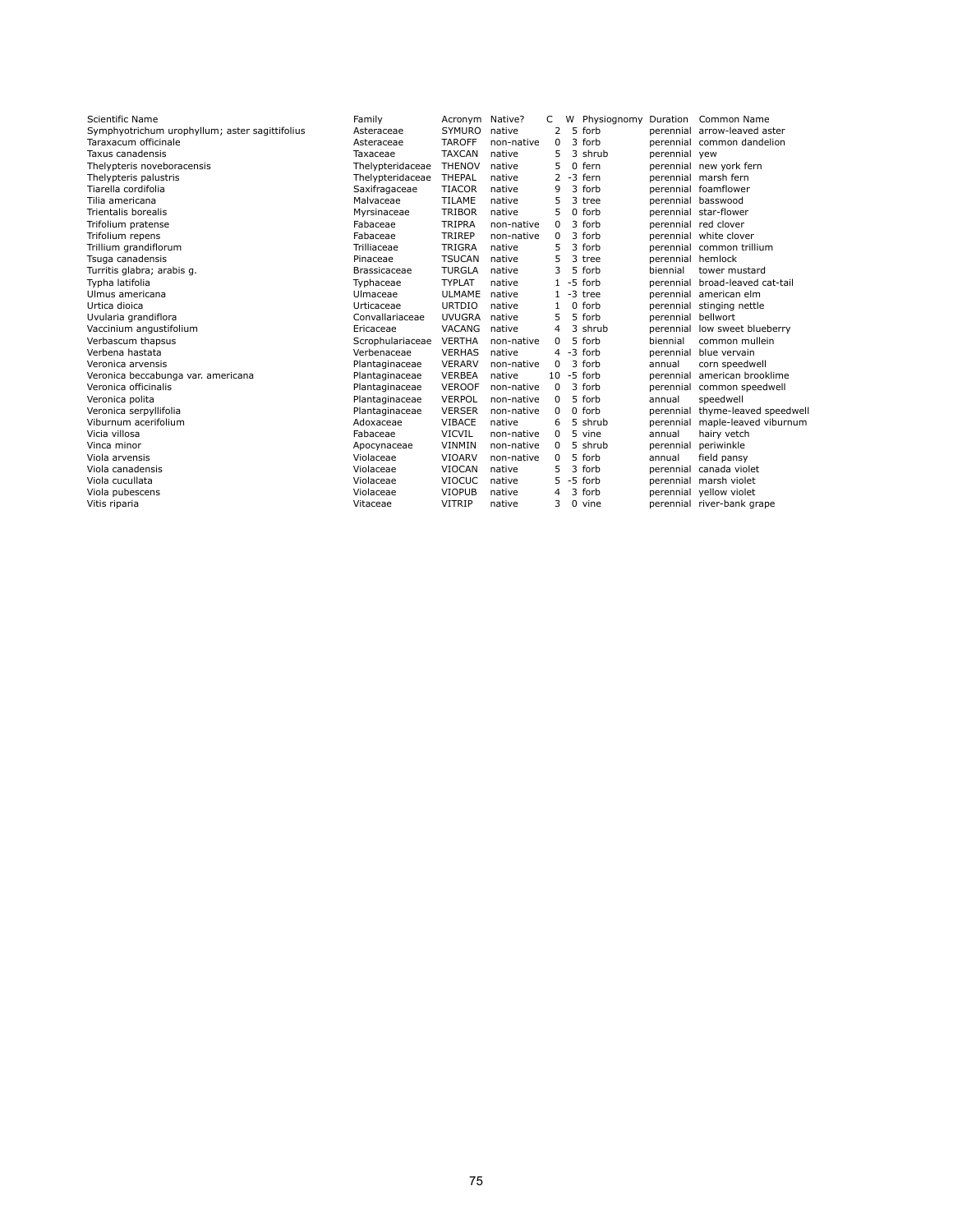| Scientific Name | Family | Acronym | Native? | C | W | Physiognomy | Duration | Common Name |
|---|---|---|---|---|---|---|---|---|
| Symphyotrichum urophyllum; aster sagittifolius | Asteraceae | SYMURO | native | 2 | 5 | forb | perennial | arrow-leaved aster |
| Taraxacum officinale | Asteraceae | TAROFF | non-native | 0 | 3 | forb | perennial | common dandelion |
| Taxus canadensis | Taxaceae | TAXCAN | native | 5 | 3 | shrub | perennial | yew |
| Thelypteris noveboracensis | Thelypteridaceae | THENOV | native | 5 | 0 | fern | perennial | new york fern |
| Thelypteris palustris | Thelypteridaceae | THEPAL | native | 2 | -3 | fern | perennial | marsh fern |
| Tiarella cordifolia | Saxifragaceae | TIACOR | native | 9 | 3 | forb | perennial | foamflower |
| Tilia americana | Malvaceae | TILAME | native | 5 | 3 | tree | perennial | basswood |
| Trientalis borealis | Myrsinaceae | TRIBOR | native | 5 | 0 | forb | perennial | star-flower |
| Trifolium pratense | Fabaceae | TRIPRA | non-native | 0 | 3 | forb | perennial | red clover |
| Trifolium repens | Fabaceae | TRIREP | non-native | 0 | 3 | forb | perennial | white clover |
| Trillium grandiflorum | Trilliaceae | TRIGRA | native | 5 | 3 | forb | perennial | common trillium |
| Tsuga canadensis | Pinaceae | TSUCAN | native | 5 | 3 | tree | perennial | hemlock |
| Turritis glabra; arabis g. | Brassicaceae | TURGLA | native | 3 | 5 | forb | biennial | tower mustard |
| Typha latifolia | Typhaceae | TYPLAT | native | 1 | -5 | forb | perennial | broad-leaved cat-tail |
| Ulmus americana | Ulmaceae | ULMAME | native | 1 | -3 | tree | perennial | american elm |
| Urtica dioica | Urticaceae | URTDIO | native | 1 | 0 | forb | perennial | stinging nettle |
| Uvularia grandiflora | Convallariaceae | UVUGRA | native | 5 | 5 | forb | perennial | bellwort |
| Vaccinium angustifolium | Ericaceae | VACANG | native | 4 | 3 | shrub | perennial | low sweet blueberry |
| Verbascum thapsus | Scrophulariaceae | VERTHA | non-native | 0 | 5 | forb | biennial | common mullein |
| Verbena hastata | Verbenaceae | VERHAS | native | 4 | -3 | forb | perennial | blue vervain |
| Veronica arvensis | Plantaginaceae | VERARV | non-native | 0 | 3 | forb | annual | corn speedwell |
| Veronica beccabunga var. americana | Plantaginaceae | VERBEA | native | 10 | -5 | forb | perennial | american brooklime |
| Veronica officinalis | Plantaginaceae | VEROOF | non-native | 0 | 3 | forb | perennial | common speedwell |
| Veronica polita | Plantaginaceae | VERPOL | non-native | 0 | 5 | forb | annual | speedwell |
| Veronica serpyllifolia | Plantaginaceae | VERSER | non-native | 0 | 0 | forb | perennial | thyme-leaved speedwell |
| Viburnum acerifolium | Adoxaceae | VIBACE | native | 6 | 5 | shrub | perennial | maple-leaved viburnum |
| Vicia villosa | Fabaceae | VICVIL | non-native | 0 | 5 | vine | annual | hairy vetch |
| Vinca minor | Apocynaceae | VINMIN | non-native | 0 | 5 | shrub | perennial | periwinkle |
| Viola arvensis | Violaceae | VIOARV | non-native | 0 | 5 | forb | annual | field pansy |
| Viola canadensis | Violaceae | VIOCAN | native | 5 | 3 | forb | perennial | canada violet |
| Viola cucullata | Violaceae | VIOCUC | native | 5 | -5 | forb | perennial | marsh violet |
| Viola pubescens | Violaceae | VIOPUB | native | 4 | 3 | forb | perennial | yellow violet |
| Vitis riparia | Vitaceae | VITRIP | native | 3 | 0 | vine | perennial | river-bank grape |